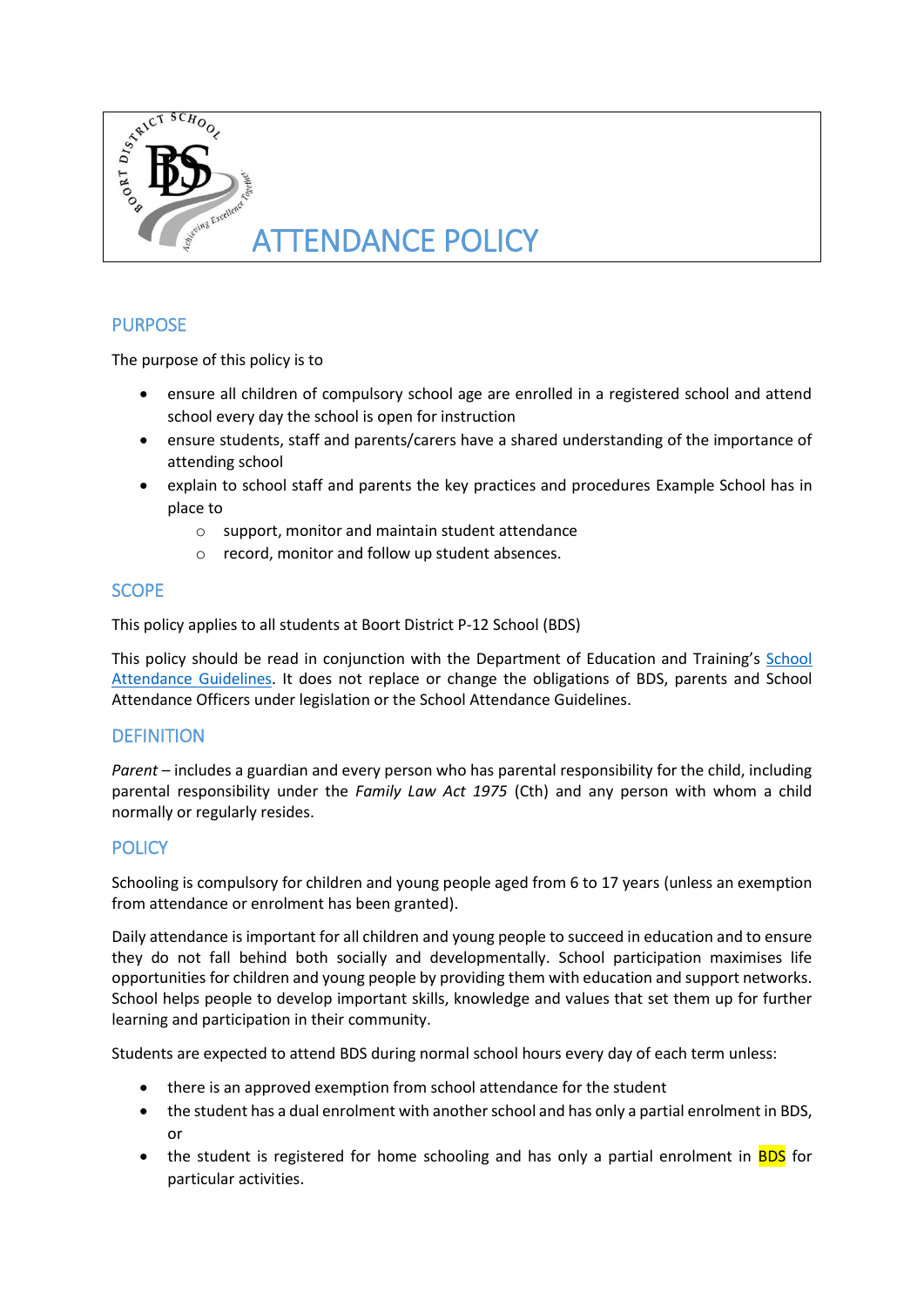# ATTENDANCE POLICY

## PURPOSE

The purpose of this policy is to

- ensure all children of compulsory school age are enrolled in a registered school and attend school every day the school is open for instruction
- ensure students, staff and parents/carers have a shared understanding of the importance of attending school
- explain to school staff and parents the key practices and procedures Example School has in place to
  - support, monitor and maintain student attendance
  - record, monitor and follow up student absences.

## SCOPE

This policy applies to all students at Boort District P-12 School (BDS)

This policy should be read in conjunction with the Department of Education and Training's School Attendance Guidelines. It does not replace or change the obligations of BDS, parents and School Attendance Officers under legislation or the School Attendance Guidelines.

## DEFINITION

*Parent* – includes a guardian and every person who has parental responsibility for the child, including parental responsibility under the *Family Law Act 1975* (Cth) and any person with whom a child normally or regularly resides.

## POLICY

Schooling is compulsory for children and young people aged from 6 to 17 years (unless an exemption from attendance or enrolment has been granted).

Daily attendance is important for all children and young people to succeed in education and to ensure they do not fall behind both socially and developmentally. School participation maximises life opportunities for children and young people by providing them with education and support networks. School helps people to develop important skills, knowledge and values that set them up for further learning and participation in their community.

Students are expected to attend BDS during normal school hours every day of each term unless:

- there is an approved exemption from school attendance for the student
- the student has a dual enrolment with another school and has only a partial enrolment in BDS, or
- the student is registered for home schooling and has only a partial enrolment in BDS for particular activities.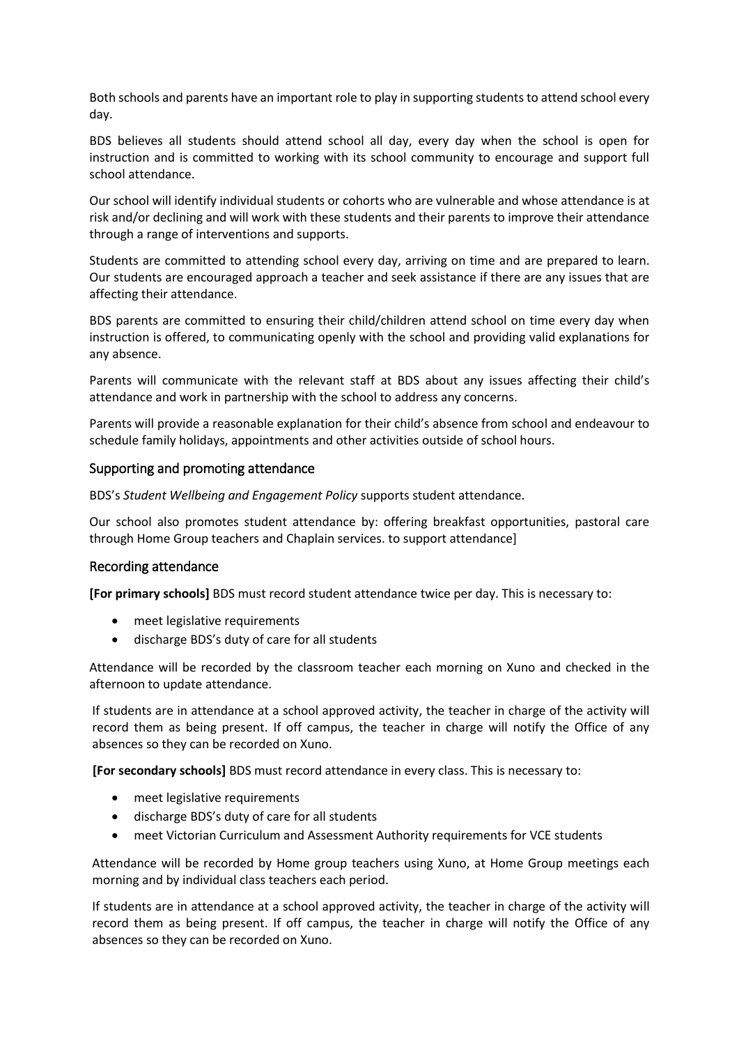Both schools and parents have an important role to play in supporting students to attend school every day.

BDS believes all students should attend school all day, every day when the school is open for instruction and is committed to working with its school community to encourage and support full school attendance.

Our school will identify individual students or cohorts who are vulnerable and whose attendance is at risk and/or declining and will work with these students and their parents to improve their attendance through a range of interventions and supports.

Students are committed to attending school every day, arriving on time and are prepared to learn. Our students are encouraged approach a teacher and seek assistance if there are any issues that are affecting their attendance.

BDS parents are committed to ensuring their child/children attend school on time every day when instruction is offered, to communicating openly with the school and providing valid explanations for any absence.

Parents will communicate with the relevant staff at BDS about any issues affecting their child's attendance and work in partnership with the school to address any concerns.

Parents will provide a reasonable explanation for their child's absence from school and endeavour to schedule family holidays, appointments and other activities outside of school hours.

## Supporting and promoting attendance

BDS's *Student Wellbeing and Engagement Policy* supports student attendance.

Our school also promotes student attendance by: offering breakfast opportunities, pastoral care through Home Group teachers and Chaplain services. to support attendance]

## Recording attendance

**[For primary schools]** BDS must record student attendance twice per day. This is necessary to:

- meet legislative requirements
- discharge BDS's duty of care for all students

Attendance will be recorded by the classroom teacher each morning on Xuno and checked in the afternoon to update attendance.

If students are in attendance at a school approved activity, the teacher in charge of the activity will record them as being present. If off campus, the teacher in charge will notify the Office of any absences so they can be recorded on Xuno.

**[For secondary schools]** BDS must record attendance in every class. This is necessary to:

- meet legislative requirements
- discharge BDS's duty of care for all students
- meet Victorian Curriculum and Assessment Authority requirements for VCE students

Attendance will be recorded by Home group teachers using Xuno, at Home Group meetings each morning and by individual class teachers each period.

If students are in attendance at a school approved activity, the teacher in charge of the activity will record them as being present. If off campus, the teacher in charge will notify the Office of any absences so they can be recorded on Xuno.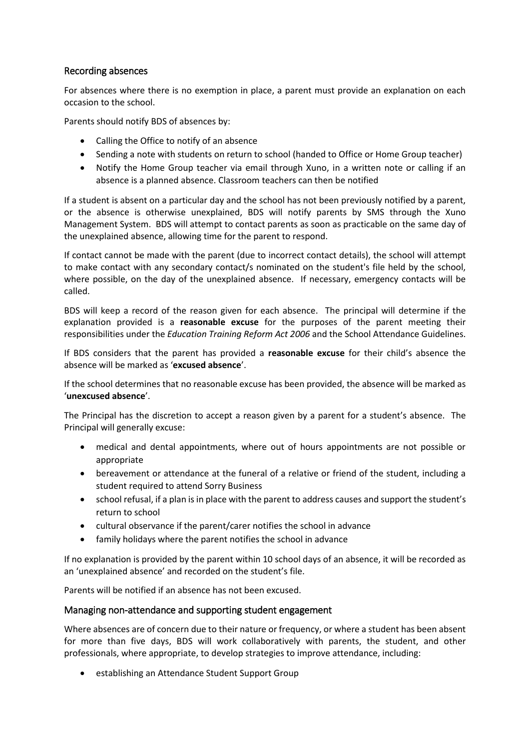## Recording absences

For absences where there is no exemption in place, a parent must provide an explanation on each occasion to the school.

Parents should notify BDS of absences by:

- Calling the Office to notify of an absence
- Sending a note with students on return to school (handed to Office or Home Group teacher)
- Notify the Home Group teacher via email through Xuno, in a written note or calling if an absence is a planned absence. Classroom teachers can then be notified

If a student is absent on a particular day and the school has not been previously notified by a parent, or the absence is otherwise unexplained, BDS will notify parents by SMS through the Xuno Management System. BDS will attempt to contact parents as soon as practicable on the same day of the unexplained absence, allowing time for the parent to respond.

If contact cannot be made with the parent (due to incorrect contact details), the school will attempt to make contact with any secondary contact/s nominated on the student's file held by the school, where possible, on the day of the unexplained absence. If necessary, emergency contacts will be called.

BDS will keep a record of the reason given for each absence. The principal will determine if the explanation provided is a **reasonable excuse** for the purposes of the parent meeting their responsibilities under the *Education Training Reform Act 2006* and the School Attendance Guidelines.

If BDS considers that the parent has provided a **reasonable excuse** for their child's absence the absence will be marked as '**excused absence**'.

If the school determines that no reasonable excuse has been provided, the absence will be marked as '**unexcused absence**'.

The Principal has the discretion to accept a reason given by a parent for a student's absence. The Principal will generally excuse:

- medical and dental appointments, where out of hours appointments are not possible or appropriate
- bereavement or attendance at the funeral of a relative or friend of the student, including a student required to attend Sorry Business
- school refusal, if a plan is in place with the parent to address causes and support the student's return to school
- cultural observance if the parent/carer notifies the school in advance
- family holidays where the parent notifies the school in advance

If no explanation is provided by the parent within 10 school days of an absence, it will be recorded as an 'unexplained absence' and recorded on the student's file.

Parents will be notified if an absence has not been excused.

## Managing non-attendance and supporting student engagement

Where absences are of concern due to their nature or frequency, or where a student has been absent for more than five days, BDS will work collaboratively with parents, the student, and other professionals, where appropriate, to develop strategies to improve attendance, including:

- establishing an Attendance Student Support Group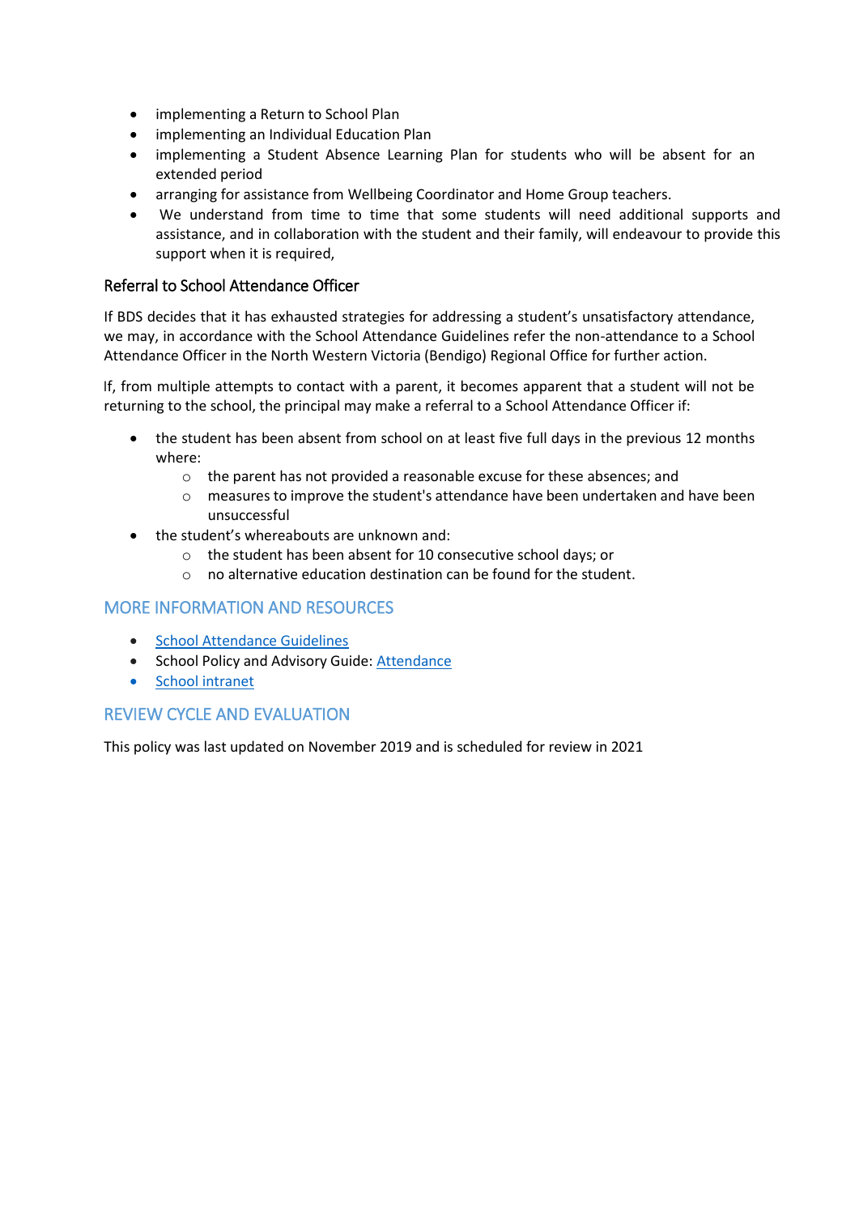- implementing a Return to School Plan
- implementing an Individual Education Plan
- implementing a Student Absence Learning Plan for students who will be absent for an extended period
- arranging for assistance from Wellbeing Coordinator and Home Group teachers.
- We understand from time to time that some students will need additional supports and assistance, and in collaboration with the student and their family, will endeavour to provide this support when it is required,

### Referral to School Attendance Officer

If BDS decides that it has exhausted strategies for addressing a student's unsatisfactory attendance, we may, in accordance with the School Attendance Guidelines refer the non-attendance to a School Attendance Officer in the North Western Victoria (Bendigo) Regional Office for further action.

If, from multiple attempts to contact with a parent, it becomes apparent that a student will not be returning to the school, the principal may make a referral to a School Attendance Officer if:

- the student has been absent from school on at least five full days in the previous 12 months where:
  - the parent has not provided a reasonable excuse for these absences; and
  - measures to improve the student's attendance have been undertaken and have been unsuccessful
- the student's whereabouts are unknown and:
  - the student has been absent for 10 consecutive school days; or
  - no alternative education destination can be found for the student.

## MORE INFORMATION AND RESOURCES

- [School Attendance Guidelines]
- School Policy and Advisory Guide: [Attendance]
- [School intranet]

## REVIEW CYCLE AND EVALUATION

This policy was last updated on November 2019 and is scheduled for review in 2021